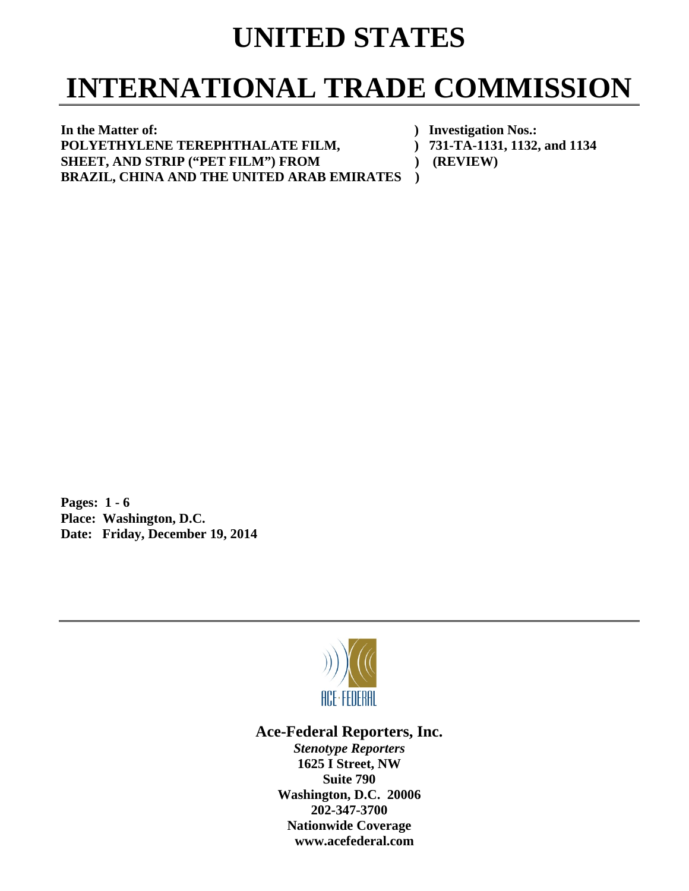# UNITED STATES

# INTERNATIONAL TRADE COMMISSION

**In the Matter of:** ) **Investigation Nos.:**
**POLYETHYLENE TEREPHTHALATE FILM,** ) **731-TA-1131, 1132, and 1134**
**SHEET, AND STRIP ("PET FILM") FROM** ) **(REVIEW)**
**BRAZIL, CHINA AND THE UNITED ARAB EMIRATES** )

**Pages: 1 - 6**
**Place: Washington, D.C.**
**Date: Friday, December 19, 2014**

**Ace-Federal Reporters, Inc.**
***Stenotype Reporters***
**1625 I Street, NW**
**Suite 790**
**Washington, D.C. 20006**
**202-347-3700**
**Nationwide Coverage**
**www.acefederal.com**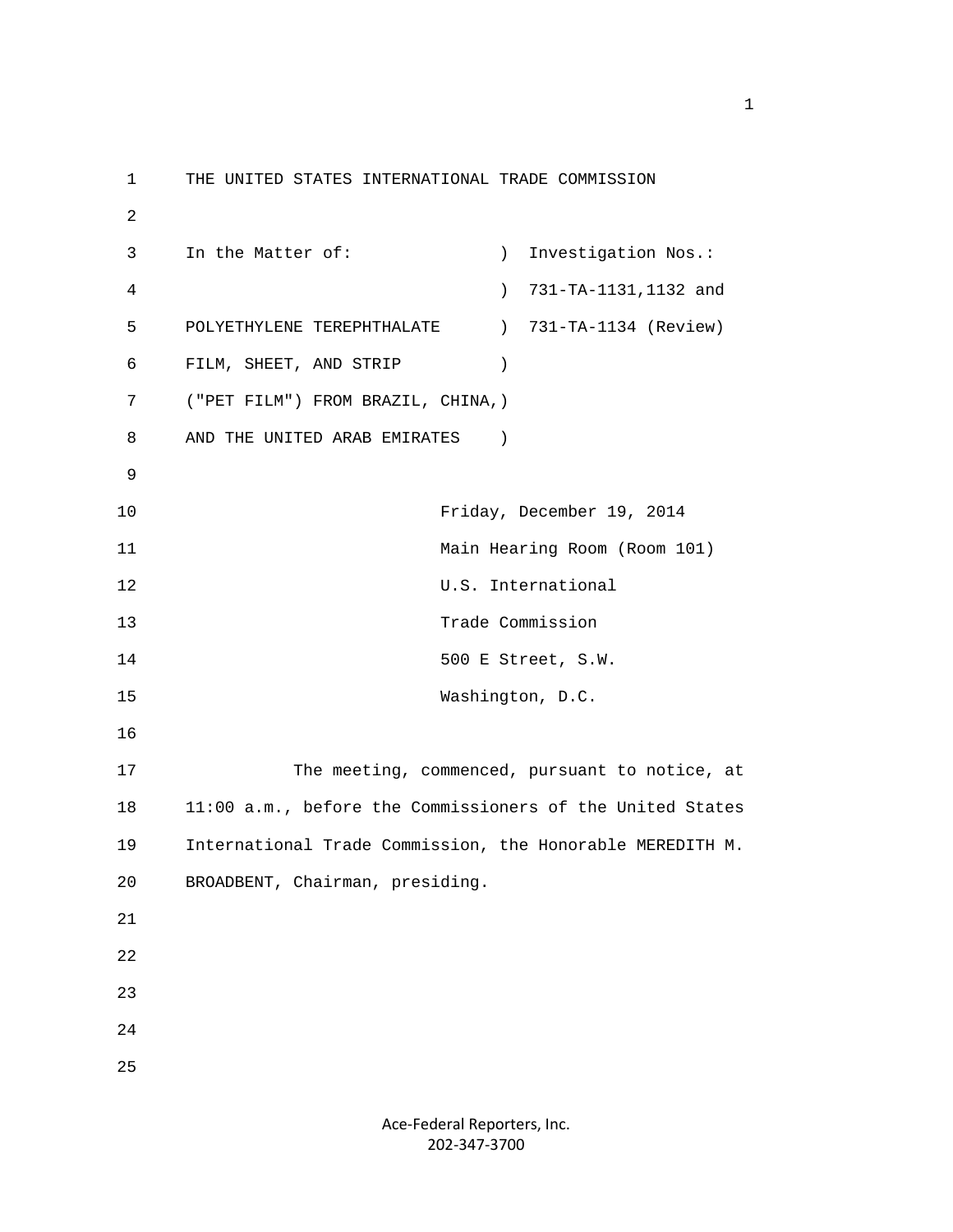THE UNITED STATES INTERNATIONAL TRADE COMMISSION

| | | |
|---|---|---|
| In the Matter of: | ) | Investigation Nos.: |
| | ) | 731-TA-1131,1132 and |
| POLYETHYLENE TEREPHTHALATE | ) | 731-TA-1134 (Review) |
| FILM, SHEET, AND STRIP | ) | |
| ("PET FILM") FROM BRAZIL, CHINA, | ) | |
| AND THE UNITED ARAB EMIRATES | ) | |

Friday, December 19, 2014
Main Hearing Room (Room 101)
U.S. International
Trade Commission
500 E Street, S.W.
Washington, D.C.

The meeting, commenced, pursuant to notice, at 11:00 a.m., before the Commissioners of the United States International Trade Commission, the Honorable MEREDITH M. BROADBENT, Chairman, presiding.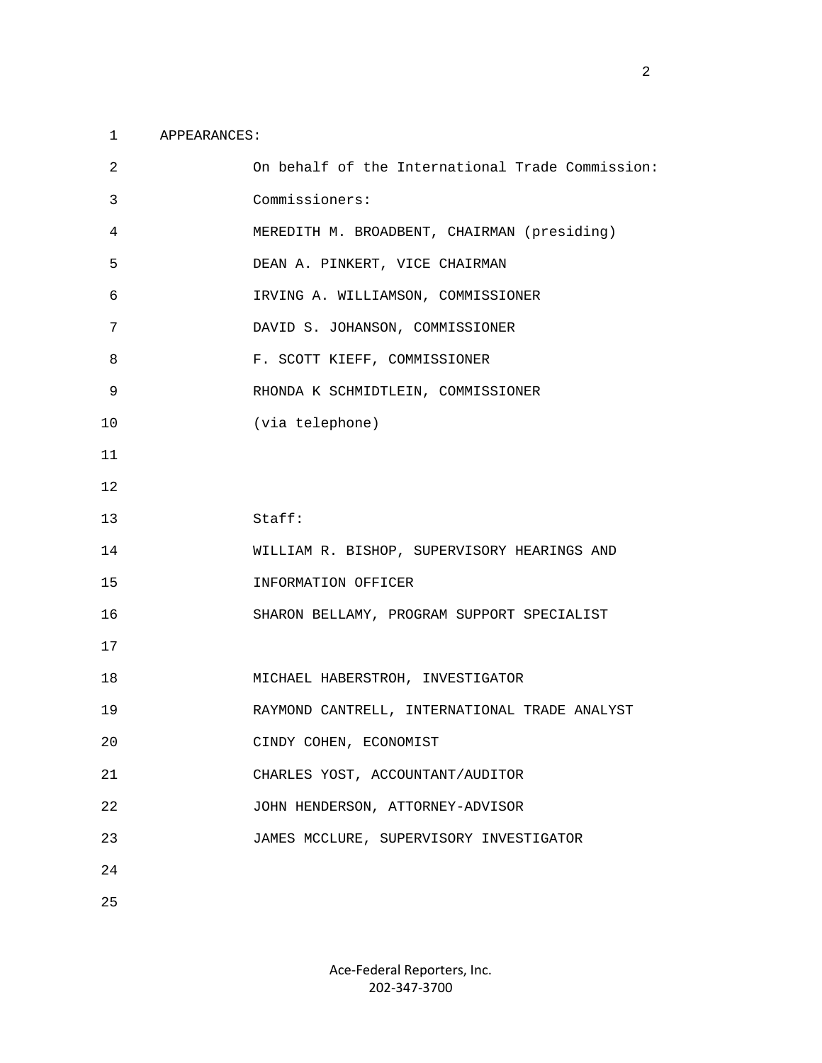APPEARANCES:

On behalf of the International Trade Commission:

Commissioners:

MEREDITH M. BROADBENT, CHAIRMAN (presiding)

DEAN A. PINKERT, VICE CHAIRMAN

IRVING A. WILLIAMSON, COMMISSIONER

DAVID S. JOHANSON, COMMISSIONER

F. SCOTT KIEFF, COMMISSIONER

RHONDA K SCHMIDTLEIN, COMMISSIONER

(via telephone)

Staff:

WILLIAM R. BISHOP, SUPERVISORY HEARINGS AND INFORMATION OFFICER

SHARON BELLAMY, PROGRAM SUPPORT SPECIALIST

MICHAEL HABERSTROH, INVESTIGATOR

RAYMOND CANTRELL, INTERNATIONAL TRADE ANALYST

CINDY COHEN, ECONOMIST

CHARLES YOST, ACCOUNTANT/AUDITOR

JOHN HENDERSON, ATTORNEY-ADVISOR

JAMES MCCLURE, SUPERVISORY INVESTIGATOR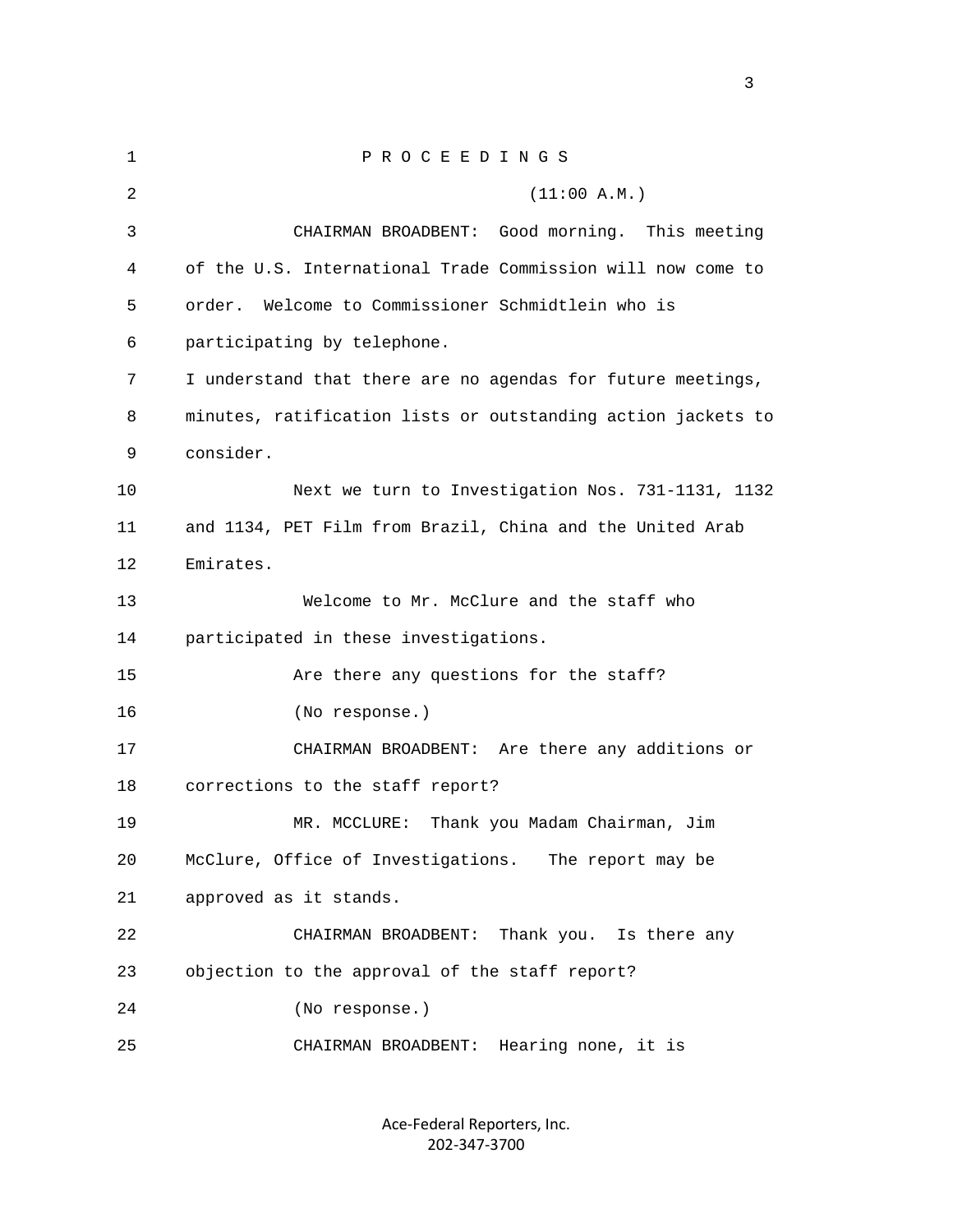P R O C E E D I N G S

(11:00 A.M.)

CHAIRMAN BROADBENT: Good morning. This meeting of the U.S. International Trade Commission will now come to order. Welcome to Commissioner Schmidtlein who is participating by telephone.

I understand that there are no agendas for future meetings, minutes, ratification lists or outstanding action jackets to consider.

Next we turn to Investigation Nos. 731-1131, 1132 and 1134, PET Film from Brazil, China and the United Arab Emirates.

Welcome to Mr. McClure and the staff who participated in these investigations.

Are there any questions for the staff?

(No response.)

CHAIRMAN BROADBENT: Are there any additions or corrections to the staff report?

MR. MCCLURE: Thank you Madam Chairman, Jim McClure, Office of Investigations. The report may be approved as it stands.

CHAIRMAN BROADBENT: Thank you. Is there any objection to the approval of the staff report?

(No response.)

CHAIRMAN BROADBENT: Hearing none, it is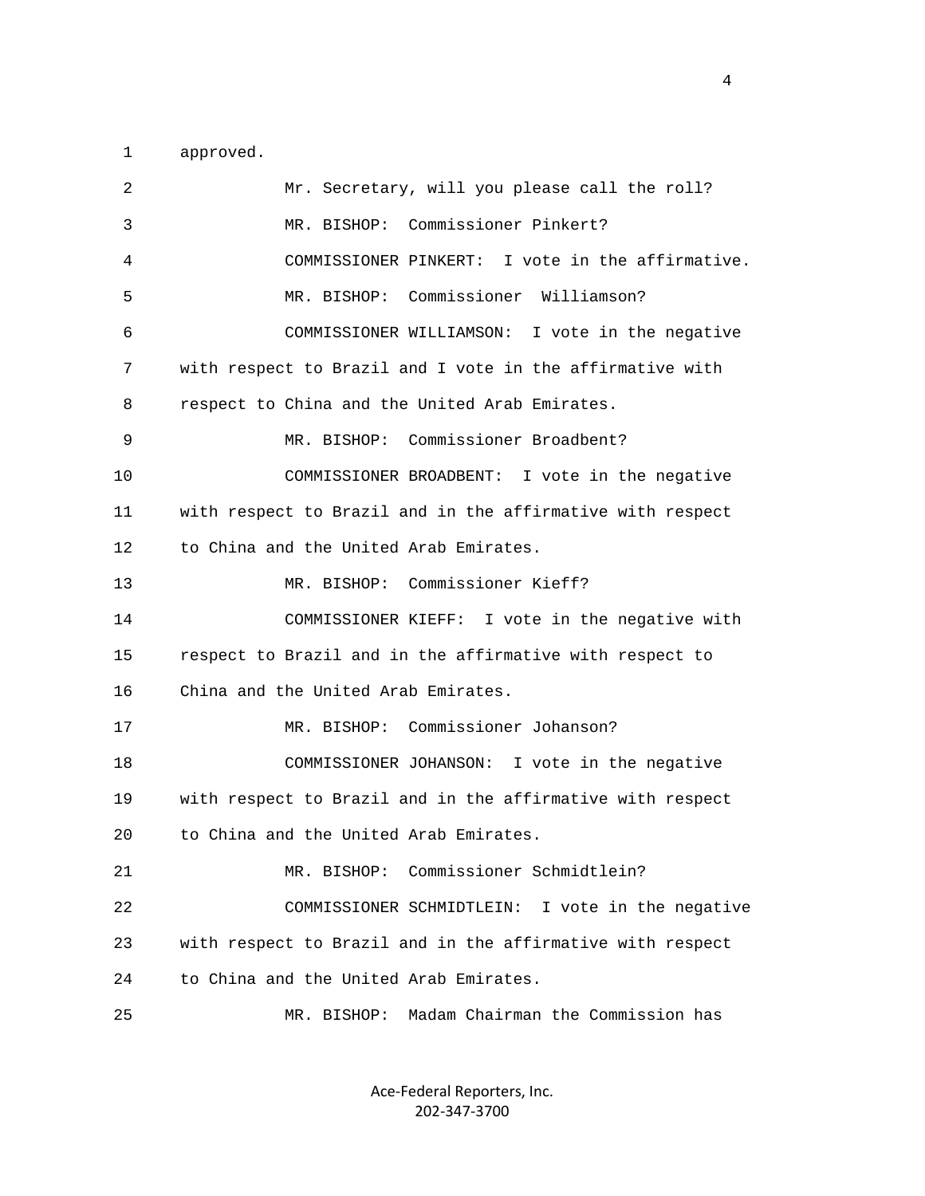1 approved.

2 Mr. Secretary, will you please call the roll?

3 MR. BISHOP: Commissioner Pinkert?

4 COMMISSIONER PINKERT: I vote in the affirmative.

5 MR. BISHOP: Commissioner Williamson?

6 COMMISSIONER WILLIAMSON: I vote in the negative

7 with respect to Brazil and I vote in the affirmative with

8 respect to China and the United Arab Emirates.

9 MR. BISHOP: Commissioner Broadbent?

10 COMMISSIONER BROADBENT: I vote in the negative

11 with respect to Brazil and in the affirmative with respect

12 to China and the United Arab Emirates.

13 MR. BISHOP: Commissioner Kieff?

14 COMMISSIONER KIEFF: I vote in the negative with

15 respect to Brazil and in the affirmative with respect to

16 China and the United Arab Emirates.

17 MR. BISHOP: Commissioner Johanson?

18 COMMISSIONER JOHANSON: I vote in the negative

19 with respect to Brazil and in the affirmative with respect

20 to China and the United Arab Emirates.

21 MR. BISHOP: Commissioner Schmidtlein?

22 COMMISSIONER SCHMIDTLEIN: I vote in the negative

23 with respect to Brazil and in the affirmative with respect

24 to China and the United Arab Emirates.

25 MR. BISHOP: Madam Chairman the Commission has

Ace-Federal Reporters, Inc.
202-347-3700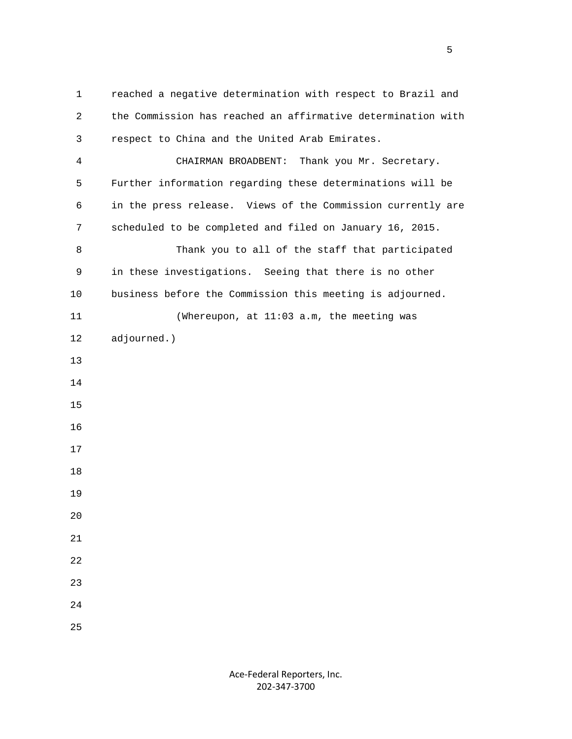reached a negative determination with respect to Brazil and the Commission has reached an affirmative determination with respect to China and the United Arab Emirates.

CHAIRMAN BROADBENT: Thank you Mr. Secretary. Further information regarding these determinations will be in the press release. Views of the Commission currently are scheduled to be completed and filed on January 16, 2015.

Thank you to all of the staff that participated in these investigations. Seeing that there is no other business before the Commission this meeting is adjourned.

(Whereupon, at 11:03 a.m, the meeting was adjourned.)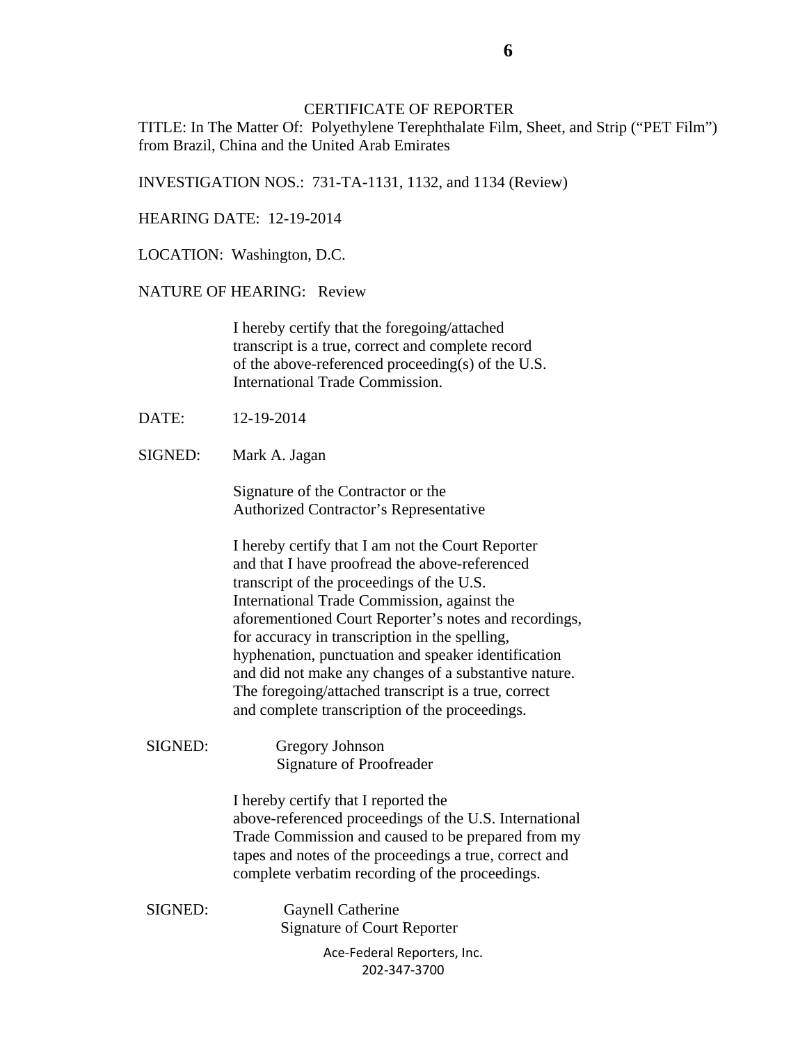# CERTIFICATE OF REPORTER

TITLE: In The Matter Of: Polyethylene Terephthalate Film, Sheet, and Strip (“PET Film”) from Brazil, China and the United Arab Emirates

INVESTIGATION NOS.: 731-TA-1131, 1132, and 1134 (Review)

HEARING DATE: 12-19-2014

LOCATION: Washington, D.C.

NATURE OF HEARING: Review

I hereby certify that the foregoing/attached transcript is a true, correct and complete record of the above-referenced proceeding(s) of the U.S. International Trade Commission.

DATE: 12-19-2014

SIGNED: Mark A. Jagan

Signature of the Contractor or the Authorized Contractor’s Representative

I hereby certify that I am not the Court Reporter and that I have proofread the above-referenced transcript of the proceedings of the U.S. International Trade Commission, against the aforementioned Court Reporter’s notes and recordings, for accuracy in transcription in the spelling, hyphenation, punctuation and speaker identification and did not make any changes of a substantive nature. The foregoing/attached transcript is a true, correct and complete transcription of the proceedings.

SIGNED: Gregory Johnson
Signature of Proofreader

I hereby certify that I reported the above-referenced proceedings of the U.S. International Trade Commission and caused to be prepared from my tapes and notes of the proceedings a true, correct and complete verbatim recording of the proceedings.

SIGNED: Gaynell Catherine
Signature of Court Reporter